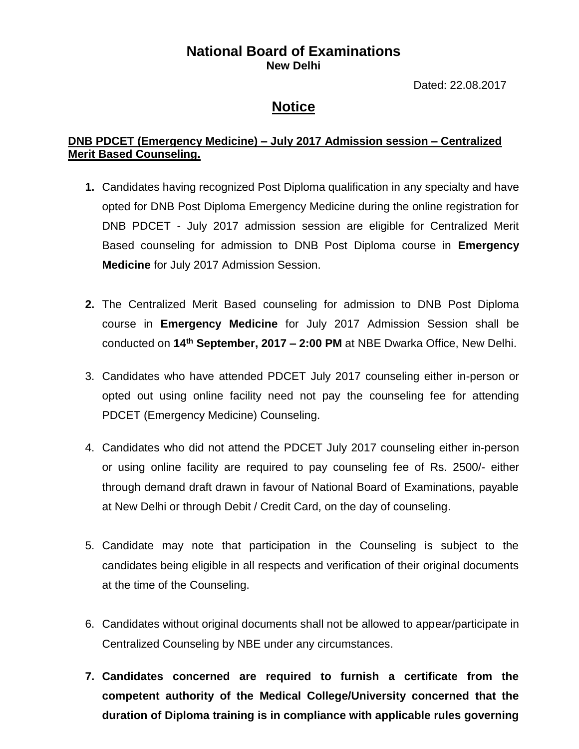# National Board of Examinations

**New Delhi**

Dated: 22.08.2017

## Notice

**DNB PDCET (Emergency Medicine) – July 2017 Admission session – Centralized Merit Based Counseling.**

1. Candidates having recognized Post Diploma qualification in any specialty and have opted for DNB Post Diploma Emergency Medicine during the online registration for DNB PDCET - July 2017 admission session are eligible for Centralized Merit Based counseling for admission to DNB Post Diploma course in **Emergency Medicine** for July 2017 Admission Session.

2. The Centralized Merit Based counseling for admission to DNB Post Diploma course in **Emergency Medicine** for July 2017 Admission Session shall be conducted on **14th September, 2017 – 2:00 PM** at NBE Dwarka Office, New Delhi.

3. Candidates who have attended PDCET July 2017 counseling either in-person or opted out using online facility need not pay the counseling fee for attending PDCET (Emergency Medicine) Counseling.

4. Candidates who did not attend the PDCET July 2017 counseling either in-person or using online facility are required to pay counseling fee of Rs. 2500/- either through demand draft drawn in favour of National Board of Examinations, payable at New Delhi or through Debit / Credit Card, on the day of counseling.

5. Candidate may note that participation in the Counseling is subject to the candidates being eligible in all respects and verification of their original documents at the time of the Counseling.

6. Candidates without original documents shall not be allowed to appear/participate in Centralized Counseling by NBE under any circumstances.

7. **Candidates concerned are required to furnish a certificate from the competent authority of the Medical College/University concerned that the duration of Diploma training is in compliance with applicable rules governing**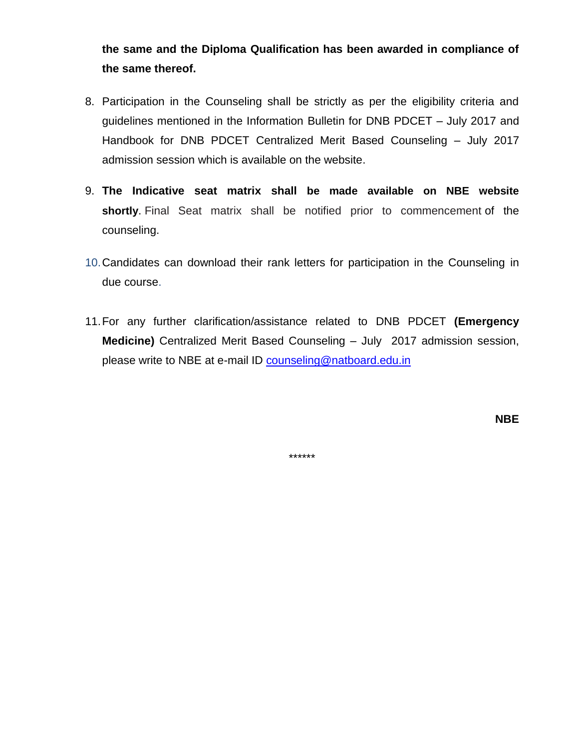**the same and the Diploma Qualification has been awarded in compliance of the same thereof.**

8. Participation in the Counseling shall be strictly as per the eligibility criteria and guidelines mentioned in the Information Bulletin for DNB PDCET – July 2017 and Handbook for DNB PDCET Centralized Merit Based Counseling – July 2017 admission session which is available on the website.

9. **The Indicative seat matrix shall be made available on NBE website shortly**. Final Seat matrix shall be notified prior to commencement of the counseling.

10. Candidates can download their rank letters for participation in the Counseling in due course.

11. For any further clarification/assistance related to DNB PDCET **(Emergency Medicine)** Centralized Merit Based Counseling – July 2017 admission session, please write to NBE at e-mail ID counseling@natboard.edu.in

**NBE**

******